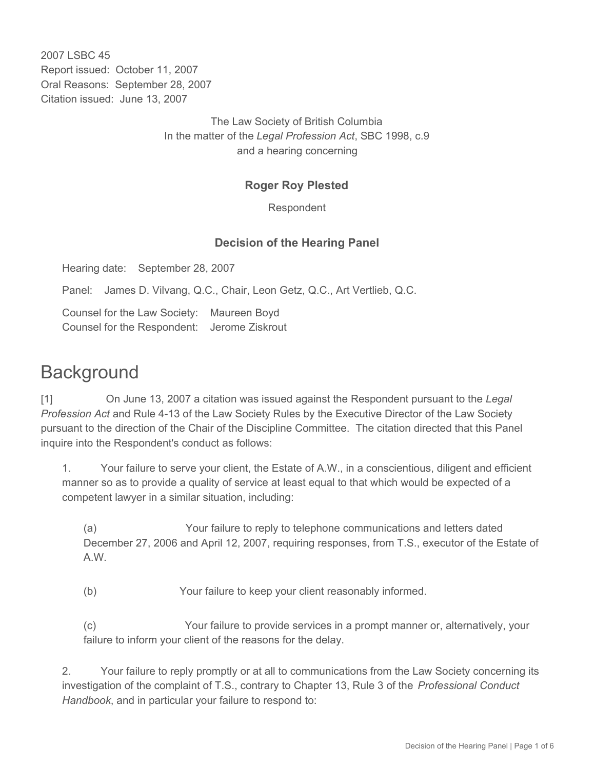2007 LSBC 45
Report issued: October 11, 2007
Oral Reasons: September 28, 2007
Citation issued: June 13, 2007

The Law Society of British Columbia
In the matter of the *Legal Profession Act*, SBC 1998, c.9
and a hearing concerning

**Roger Roy Plested**

Respondent

**Decision of the Hearing Panel**

Hearing date: September 28, 2007

Panel: James D. Vilvang, Q.C., Chair, Leon Getz, Q.C., Art Vertlieb, Q.C.

Counsel for the Law Society: Maureen Boyd
Counsel for the Respondent: Jerome Ziskrout

# Background

[1] On June 13, 2007 a citation was issued against the Respondent pursuant to the *Legal Profession Act* and Rule 4-13 of the Law Society Rules by the Executive Director of the Law Society pursuant to the direction of the Chair of the Discipline Committee. The citation directed that this Panel inquire into the Respondent's conduct as follows:

1. Your failure to serve your client, the Estate of A.W., in a conscientious, diligent and efficient manner so as to provide a quality of service at least equal to that which would be expected of a competent lawyer in a similar situation, including:

    (a) Your failure to reply to telephone communications and letters dated December 27, 2006 and April 12, 2007, requiring responses, from T.S., executor of the Estate of A.W.

    (b) Your failure to keep your client reasonably informed.

    (c) Your failure to provide services in a prompt manner or, alternatively, your failure to inform your client of the reasons for the delay.

2. Your failure to reply promptly or at all to communications from the Law Society concerning its investigation of the complaint of T.S., contrary to Chapter 13, Rule 3 of the *Professional Conduct Handbook*, and in particular your failure to respond to: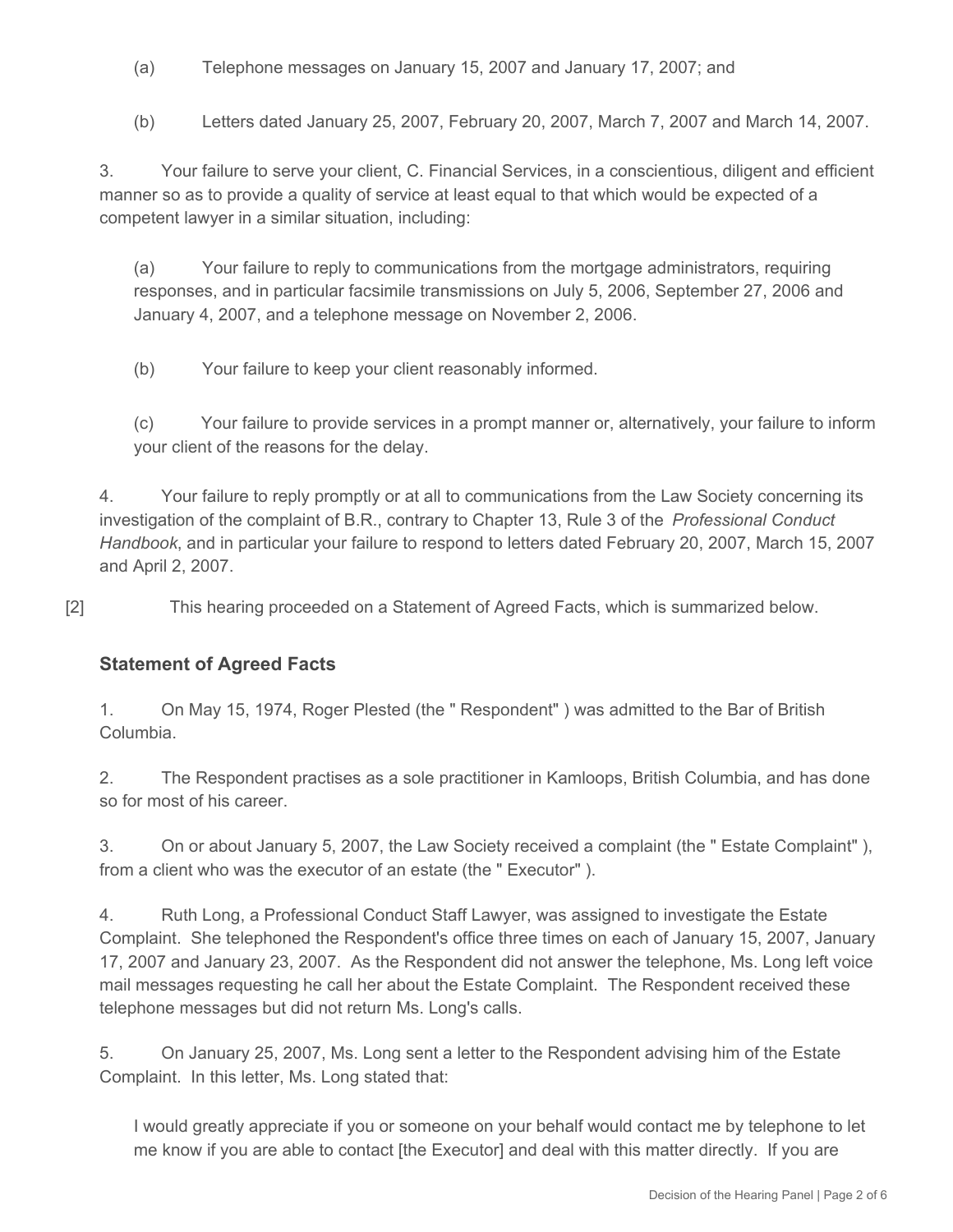(a) Telephone messages on January 15, 2007 and January 17, 2007; and

(b) Letters dated January 25, 2007, February 20, 2007, March 7, 2007 and March 14, 2007.

3. Your failure to serve your client, C. Financial Services, in a conscientious, diligent and efficient manner so as to provide a quality of service at least equal to that which would be expected of a competent lawyer in a similar situation, including:

(a) Your failure to reply to communications from the mortgage administrators, requiring responses, and in particular facsimile transmissions on July 5, 2006, September 27, 2006 and January 4, 2007, and a telephone message on November 2, 2006.

(b) Your failure to keep your client reasonably informed.

(c) Your failure to provide services in a prompt manner or, alternatively, your failure to inform your client of the reasons for the delay.

4. Your failure to reply promptly or at all to communications from the Law Society concerning its investigation of the complaint of B.R., contrary to Chapter 13, Rule 3 of the *Professional Conduct Handbook*, and in particular your failure to respond to letters dated February 20, 2007, March 15, 2007 and April 2, 2007.

[2] This hearing proceeded on a Statement of Agreed Facts, which is summarized below.

### Statement of Agreed Facts

1. On May 15, 1974, Roger Plested (the " Respondent" ) was admitted to the Bar of British Columbia.

2. The Respondent practises as a sole practitioner in Kamloops, British Columbia, and has done so for most of his career.

3. On or about January 5, 2007, the Law Society received a complaint (the " Estate Complaint" ), from a client who was the executor of an estate (the " Executor" ).

4. Ruth Long, a Professional Conduct Staff Lawyer, was assigned to investigate the Estate Complaint. She telephoned the Respondent's office three times on each of January 15, 2007, January 17, 2007 and January 23, 2007. As the Respondent did not answer the telephone, Ms. Long left voice mail messages requesting he call her about the Estate Complaint. The Respondent received these telephone messages but did not return Ms. Long's calls.

5. On January 25, 2007, Ms. Long sent a letter to the Respondent advising him of the Estate Complaint. In this letter, Ms. Long stated that:

> I would greatly appreciate if you or someone on your behalf would contact me by telephone to let me know if you are able to contact [the Executor] and deal with this matter directly. If you are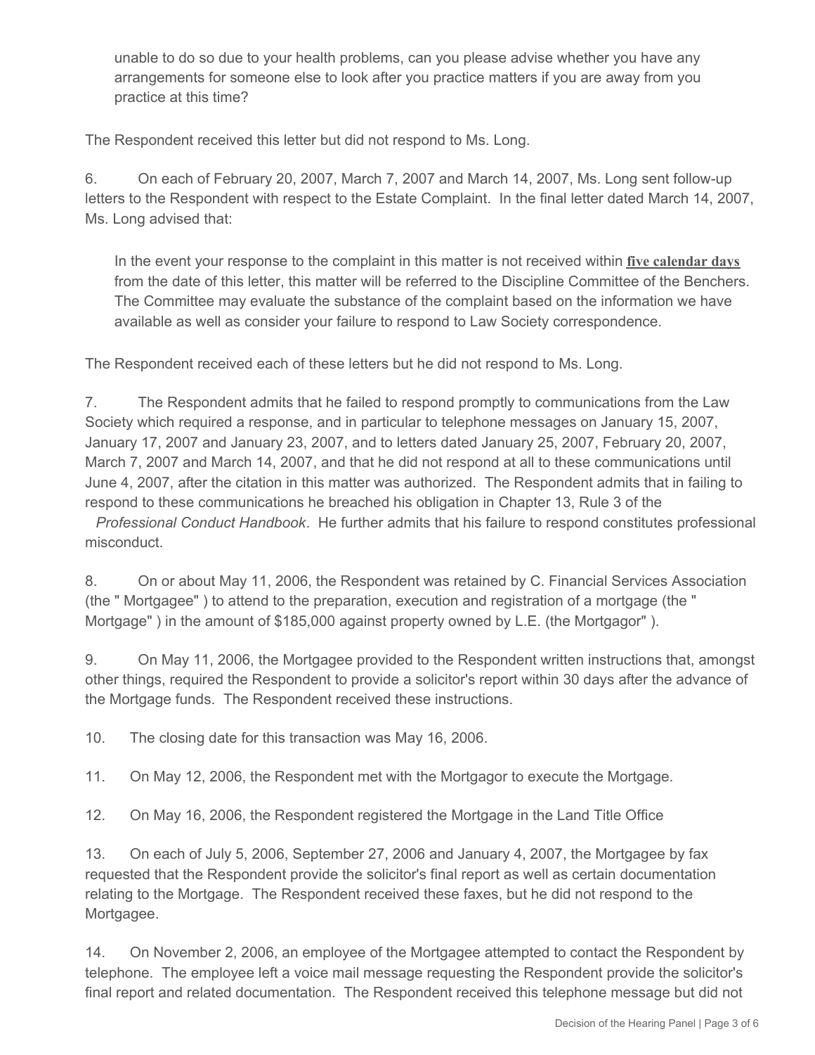> unable to do so due to your health problems, can you please advise whether you have any arrangements for someone else to look after you practice matters if you are away from you practice at this time?

The Respondent received this letter but did not respond to Ms. Long.

6. On each of February 20, 2007, March 7, 2007 and March 14, 2007, Ms. Long sent follow-up letters to the Respondent with respect to the Estate Complaint. In the final letter dated March 14, 2007, Ms. Long advised that:

> In the event your response to the complaint in this matter is not received within **five calendar days** from the date of this letter, this matter will be referred to the Discipline Committee of the Benchers. The Committee may evaluate the substance of the complaint based on the information we have available as well as consider your failure to respond to Law Society correspondence.

The Respondent received each of these letters but he did not respond to Ms. Long.

7. The Respondent admits that he failed to respond promptly to communications from the Law Society which required a response, and in particular to telephone messages on January 15, 2007, January 17, 2007 and January 23, 2007, and to letters dated January 25, 2007, February 20, 2007, March 7, 2007 and March 14, 2007, and that he did not respond at all to these communications until June 4, 2007, after the citation in this matter was authorized. The Respondent admits that in failing to respond to these communications he breached his obligation in Chapter 13, Rule 3 of the *Professional Conduct Handbook*. He further admits that his failure to respond constitutes professional misconduct.

8. On or about May 11, 2006, the Respondent was retained by C. Financial Services Association (the " Mortgagee" ) to attend to the preparation, execution and registration of a mortgage (the " Mortgage" ) in the amount of $185,000 against property owned by L.E. (the Mortgagor" ).

9. On May 11, 2006, the Mortgagee provided to the Respondent written instructions that, amongst other things, required the Respondent to provide a solicitor's report within 30 days after the advance of the Mortgage funds. The Respondent received these instructions.

10. The closing date for this transaction was May 16, 2006.

11. On May 12, 2006, the Respondent met with the Mortgagor to execute the Mortgage.

12. On May 16, 2006, the Respondent registered the Mortgage in the Land Title Office

13. On each of July 5, 2006, September 27, 2006 and January 4, 2007, the Mortgagee by fax requested that the Respondent provide the solicitor's final report as well as certain documentation relating to the Mortgage. The Respondent received these faxes, but he did not respond to the Mortgagee.

14. On November 2, 2006, an employee of the Mortgagee attempted to contact the Respondent by telephone. The employee left a voice mail message requesting the Respondent provide the solicitor's final report and related documentation. The Respondent received this telephone message but did not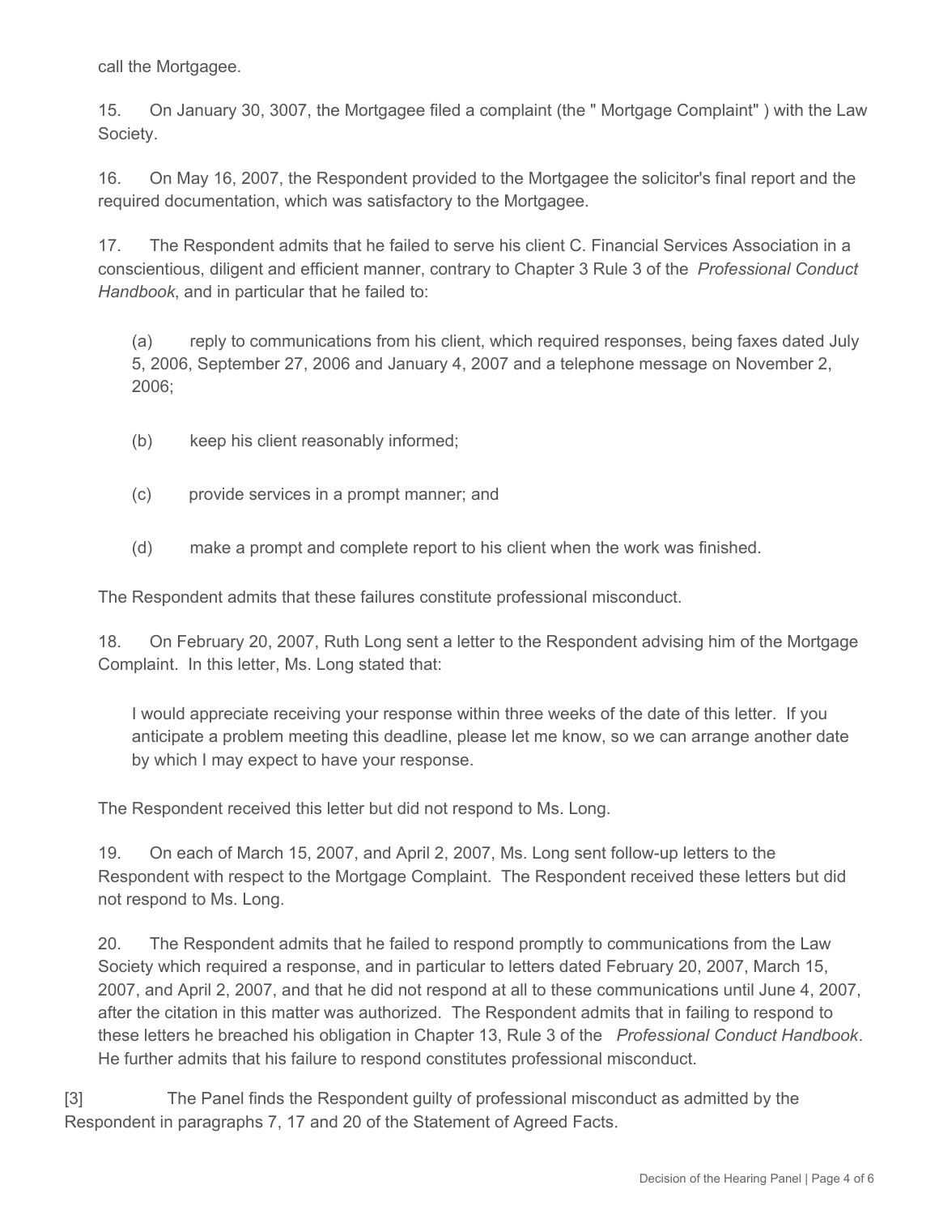call the Mortgagee.

15. On January 30, 3007, the Mortgagee filed a complaint (the " Mortgage Complaint" ) with the Law Society.

16. On May 16, 2007, the Respondent provided to the Mortgagee the solicitor's final report and the required documentation, which was satisfactory to the Mortgagee.

17. The Respondent admits that he failed to serve his client C. Financial Services Association in a conscientious, diligent and efficient manner, contrary to Chapter 3 Rule 3 of the *Professional Conduct Handbook*, and in particular that he failed to:

(a) reply to communications from his client, which required responses, being faxes dated July 5, 2006, September 27, 2006 and January 4, 2007 and a telephone message on November 2, 2006;

(b) keep his client reasonably informed;

(c) provide services in a prompt manner; and

(d) make a prompt and complete report to his client when the work was finished.

The Respondent admits that these failures constitute professional misconduct.

18. On February 20, 2007, Ruth Long sent a letter to the Respondent advising him of the Mortgage Complaint. In this letter, Ms. Long stated that:

> I would appreciate receiving your response within three weeks of the date of this letter. If you anticipate a problem meeting this deadline, please let me know, so we can arrange another date by which I may expect to have your response.

The Respondent received this letter but did not respond to Ms. Long.

19. On each of March 15, 2007, and April 2, 2007, Ms. Long sent follow-up letters to the Respondent with respect to the Mortgage Complaint. The Respondent received these letters but did not respond to Ms. Long.

20. The Respondent admits that he failed to respond promptly to communications from the Law Society which required a response, and in particular to letters dated February 20, 2007, March 15, 2007, and April 2, 2007, and that he did not respond at all to these communications until June 4, 2007, after the citation in this matter was authorized. The Respondent admits that in failing to respond to these letters he breached his obligation in Chapter 13, Rule 3 of the *Professional Conduct Handbook*. He further admits that his failure to respond constitutes professional misconduct.

[3] The Panel finds the Respondent guilty of professional misconduct as admitted by the Respondent in paragraphs 7, 17 and 20 of the Statement of Agreed Facts.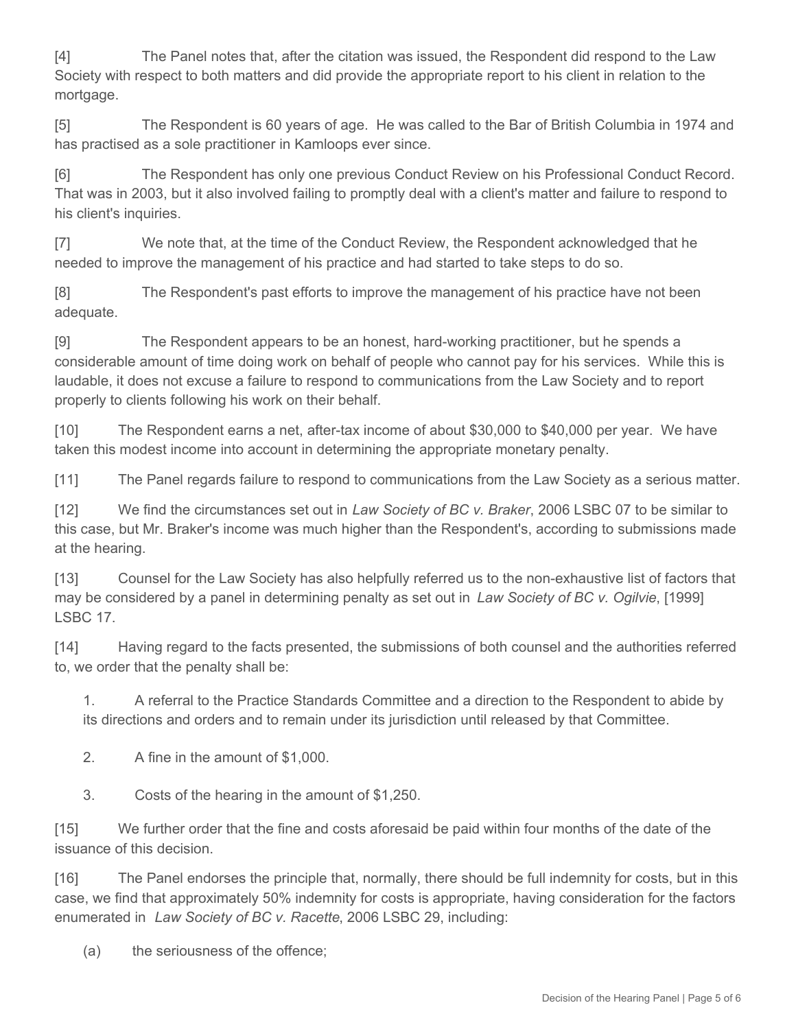[4] The Panel notes that, after the citation was issued, the Respondent did respond to the Law Society with respect to both matters and did provide the appropriate report to his client in relation to the mortgage.

[5] The Respondent is 60 years of age. He was called to the Bar of British Columbia in 1974 and has practised as a sole practitioner in Kamloops ever since.

[6] The Respondent has only one previous Conduct Review on his Professional Conduct Record. That was in 2003, but it also involved failing to promptly deal with a client's matter and failure to respond to his client's inquiries.

[7] We note that, at the time of the Conduct Review, the Respondent acknowledged that he needed to improve the management of his practice and had started to take steps to do so.

[8] The Respondent's past efforts to improve the management of his practice have not been adequate.

[9] The Respondent appears to be an honest, hard-working practitioner, but he spends a considerable amount of time doing work on behalf of people who cannot pay for his services. While this is laudable, it does not excuse a failure to respond to communications from the Law Society and to report properly to clients following his work on their behalf.

[10] The Respondent earns a net, after-tax income of about $30,000 to $40,000 per year. We have taken this modest income into account in determining the appropriate monetary penalty.

[11] The Panel regards failure to respond to communications from the Law Society as a serious matter.

[12] We find the circumstances set out in *Law Society of BC v. Braker*, 2006 LSBC 07 to be similar to this case, but Mr. Braker's income was much higher than the Respondent's, according to submissions made at the hearing.

[13] Counsel for the Law Society has also helpfully referred us to the non-exhaustive list of factors that may be considered by a panel in determining penalty as set out in *Law Society of BC v. Ogilvie*, [1999] LSBC 17.

[14] Having regard to the facts presented, the submissions of both counsel and the authorities referred to, we order that the penalty shall be:

1. A referral to the Practice Standards Committee and a direction to the Respondent to abide by its directions and orders and to remain under its jurisdiction until released by that Committee.

2. A fine in the amount of $1,000.

3. Costs of the hearing in the amount of $1,250.

[15] We further order that the fine and costs aforesaid be paid within four months of the date of the issuance of this decision.

[16] The Panel endorses the principle that, normally, there should be full indemnity for costs, but in this case, we find that approximately 50% indemnity for costs is appropriate, having consideration for the factors enumerated in *Law Society of BC v. Racette*, 2006 LSBC 29, including:

(a) the seriousness of the offence;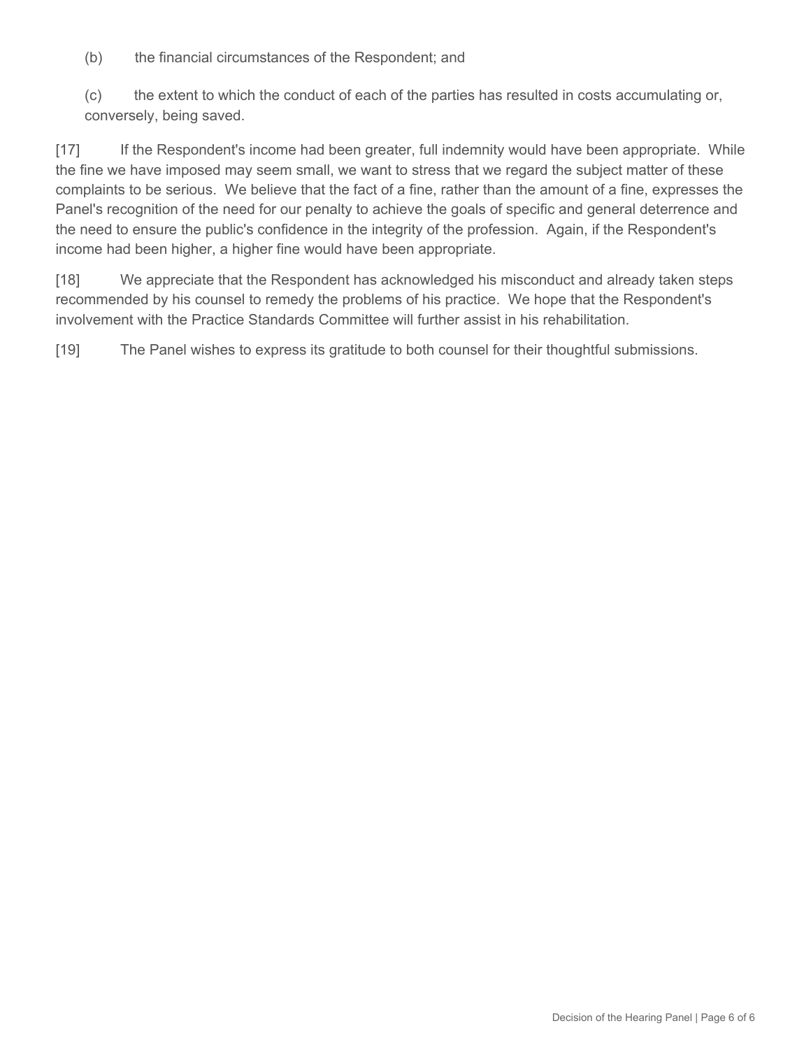(b) the financial circumstances of the Respondent; and

(c) the extent to which the conduct of each of the parties has resulted in costs accumulating or, conversely, being saved.

[17] If the Respondent's income had been greater, full indemnity would have been appropriate. While the fine we have imposed may seem small, we want to stress that we regard the subject matter of these complaints to be serious. We believe that the fact of a fine, rather than the amount of a fine, expresses the Panel's recognition of the need for our penalty to achieve the goals of specific and general deterrence and the need to ensure the public's confidence in the integrity of the profession. Again, if the Respondent's income had been higher, a higher fine would have been appropriate.

[18] We appreciate that the Respondent has acknowledged his misconduct and already taken steps recommended by his counsel to remedy the problems of his practice. We hope that the Respondent's involvement with the Practice Standards Committee will further assist in his rehabilitation.

[19] The Panel wishes to express its gratitude to both counsel for their thoughtful submissions.